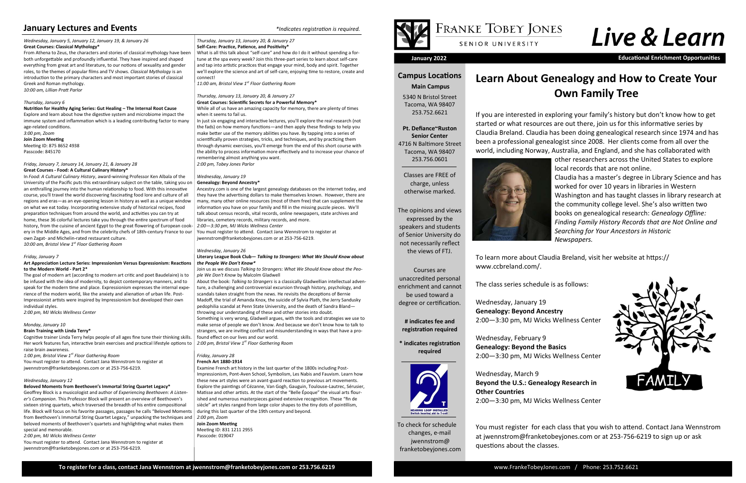## January Lectures and Events

*\*Indicates registration is required.*

*Wednesday, January 5, January 12, January 19, & January 26*
**Great Courses: Classical Mythology\***
From Athena to Zeus, the characters and stories of classical mythology have been both unforgettable and profoundly influential. They have inspired and shaped everything from great art and literature, to our notions of sexuality and gender roles, to the themes of popular films and TV shows. *Classical Mythology* is an introduction to the primary characters and most important stories of classical Greek and Roman mythology.
*10:00 am, Lillian Pratt Parlor*

*Thursday, January 6*
**Nutrition for Healthy Aging Series: Gut Healing – The Internal Root Cause**
Explore and learn about how the digestive system and microbiome impact the immune system and inflammation which is a leading contributing factor to many age-related conditions.
*3:00 pm, Zoom*
**Join Zoom Meeting**
Meeting ID: 875 8652 4938
Passcode: 845170

*Friday, January 7, January 14, January 21, & January 28*
**Great Courses - Food: A Cultural Culinary History\***
In *Food: A Cultural Culinary History*, award-winning Professor Ken Albala of the University of the Pacific puts this extraordinary subject on the table, taking you on an enthralling journey into the human relationship to food. With this innovative course, you'll travel the world discovering fascinating food lore and culture of all regions and eras—as an eye-opening lesson in history as well as a unique window on what we eat today. Incorporating extensive study of historical recipes, food preparation techniques from around the world, and activities you can try at home, these 36 colorful lectures take you through the entire spectrum of food history, from the cuisine of ancient Egypt to the great flowering of European cookery in the Middle Ages, and from the celebrity chefs of 18th-century France to our own Zagat- and Michelin-rated restaurant culture.
*10:00 am, Bristol View 1st Floor Gathering Room*

*Friday, January 7*
**Art Appreciation Lecture Series: Impressionism Versus Expressionism: Reactions to the Modern World - Part 2\***
The goal of modern art (according to modern art critic and poet Baudelaire) is to be infused with the idea of modernity, to depict contemporary manners, and to speak for the modern time and place. Expressionism expresses the internal experience of the modern world, like the anxiety and alienation of urban life. Post-Impressionist artists were inspired by Impressionism but developed their own individual styles.
*2:00 pm, MJ Wicks Wellness Center*

*Monday, January 10*
**Brain Training with Linda Terry\***
Cognitive trainer Linda Terry helps people of all ages fine tune their thinking skills. Her work features fun, interactive brain exercises and practical lifestyle options to raise brain awareness.
*1:00 pm, Bristol View 1st Floor Gathering Room*
You must register to attend. Contact Jana Wennstrom to register at jwennstrom@franketobeyjones.com or at 253-756-6219.

*Wednesday, January 12*
**Beloved Moments from Beethoven's Immortal String Quartet Legacy\***
Geoffrey Block is a musicologist and author of *Experiencing Beethoven: A Listener's Companion*. This Professor Block will present an overview of Beethoven's sixteen string quartets, which traversed the breadth of his entire compositional life. Block will focus on his favorite passages, passages he calls "Beloved Moments from Beethoven's Immortal String Quartet Legacy," unpacking the techniques and beloved moments of Beethoven's quartets and highlighting what makes them special and memorable.
*2:00 pm, MJ Wicks Wellness Center*
You must register to attend. Contact Jana Wennstrom to register at jwennstrom@franketobeyjones.com or at 253-756-6219.

*Thursday, January 13, January 20, & January 27*
**Self-Care: Practice, Patience, and Positivity\***
What is all this talk about "self-care" and how do I do it without spending a fortune at the spa every week? Join this three-part series to learn about self-care and tap into artistic practices that engage your mind, body and spirit. Together we'll explore the science and art of self-care, enjoying time to restore, create and connect!
*11:00 am, Bristol View 1st Floor Gathering Room*

*Thursday, January 13, January 20, & January 27*
**Great Courses: Scientific Secrets for a Powerful Memory\***
While all of us have an amazing capacity for memory, there are plenty of times when it seems to fail us.
In just six engaging and interactive lectures, you'll explore the real research (not the fads) on how memory functions—and then apply these findings to help you make better use of the memory abilities you have. By tapping into a series of scientifically proven strategies, tricks, and techniques, and by practicing them through dynamic exercises, you'll emerge from the end of this short course with the ability to process information more effectively and to increase your chance of remembering almost anything you want.
*2:00 pm, Tobey Jones Parlor*

*Wednesday, January 19*
**Genealogy: Beyond Ancestry\***
Ancestry.com is one of the largest genealogy databases on the internet today, and they have the advertising dollars to make themselves known. However, there are many, many other online resources (most of them free) that can supplement the information you have on your family and fill in the missing puzzle pieces. We'll talk about census records, vital records, online newspapers, state archives and libraries, cemetery records, military records, and more.
*2:00—3:30 pm, MJ Wicks Wellness Center*
You must register to attend. Contact Jana Wennstrom to register at jwennstrom@franketobeyjones.com or at 253-756-6219.

*Wednesday, January 26*
**Literary League Book Club— *Talking to Strangers: What We Should Know about the People We Don't Know\****
Join us as we discuss *Talking to Strangers: What We Should Know about the People We Don't Know* by Malcolm Gladwell
About the book: *Talking to Strangers* is a classically Gladwellian intellectual adventure, a challenging and controversial excursion through history, psychology, and scandals taken straight from the news. He revisits the deceptions of Bernie Madoff, the trial of Amanda Knox, the suicide of Sylvia Plath, the Jerry Sandusky pedophilia scandal at Penn State University, and the death of Sandra Bland—throwing our understanding of these and other stories into doubt.
Something is very wrong, Gladwell argues, with the tools and strategies we use to make sense of people we don't know. And because we don't know how to talk to strangers, we are inviting conflict and misunderstanding in ways that have a profound effect on our lives and our world.
*2:00 pm, Bristol View 1st Floor Gathering Room*

*Friday, January 28*
**French Art 1880-1914**
Examine French art history in the last quarter of the 1800s including Post-Impressionism, Pont-Aven School, Symbolism, Les Nabis and Fauvism. Learn how these new art styles were an avant-guard reaction to previous art movements. Explore the paintings of Cézanne, Van Gogh, Gauguin, Toulouse-Lautrec, Sérusier, Matisse and other artists. At the start of the "Belle Époque" the visual arts flourished and numerous masterpieces gained extensive recognition. These "fin de siècle" art styles ranged from large color shapes to the tiny dots of pointillism, during this last quarter of the 19th century and beyond.
*2:00 pm, Zoom*
**Join Zoom Meeting**
Meeting ID: 831 1211 2955
Passcode: 019047

**To register for a class, contact Jana Wennstrom at jwennstrom@franketobeyjones.com or 253.756.6219**

# Franke Tobey Jones Senior University

# *Live & Learn*

**January 2022** — **Educational Enrichment Opportunities**

### Campus Locations

**Main Campus**
5340 N Bristol Street
Tacoma, WA 98407
253.752.6621

**Pt. Defiance~Ruston Senior Center**
4716 N Baltimore Street
Tacoma, WA 98407
253.756.0601

Classes are FREE of charge, unless otherwise marked.

The opinions and views expressed by the speakers and students of Senior University do not necessarily reflect the views of FTJ.

Courses are unaccredited personal enrichment and cannot be used toward a degree or certification.

**# indicates fee and registration required**

**\* indicates registration required**

HEARING LOOP INSTALLED
Switch hearing aid to T-coil

To check for schedule changes, e-mail jwennstrom@franketobeyjones.com

## Learn About Genealogy and How to Create Your Own Family Tree

If you are interested in exploring your family's history but don't know how to get started or what resources are out there, join us for this informative series by Claudia Breland. Claudia has been doing genealogical research since 1974 and has been a professional genealogist since 2008. Her clients come from all over the world, including Norway, Australia, and England, and she has collaborated with other researchers across the United States to explore local records that are not online.

Claudia has a master's degree in Library Science and has worked for over 10 years in libraries in Western Washington and has taught classes in library research at the community college level. She's also written two books on genealogical research: *Genealogy Offline: Finding Family History Records that are Not Online and Searching for Your Ancestors in Historic Newspapers.*

To learn more about Claudia Breland, visit her website at https://www.ccbreland.com/.

The class series schedule is as follows:

Wednesday, January 19
**Genealogy: Beyond Ancestry**
2:00—3:30 pm, MJ Wicks Wellness Center

Wednesday, February 9
**Genealogy: Beyond the Basics**
2:00—3:30 pm, MJ Wicks Wellness Center

Wednesday, March 9
**Beyond the U.S.: Genealogy Research in Other Countries**
2:00—3:30 pm, MJ Wicks Wellness Center

You must register for each class that you wish to attend. Contact Jana Wennstrom at jwennstrom@franketobeyjones.com or at 253-756-6219 to sign up or ask questions about the classes.

www.FrankeTobeyJones.com / Phone: 253.752.6621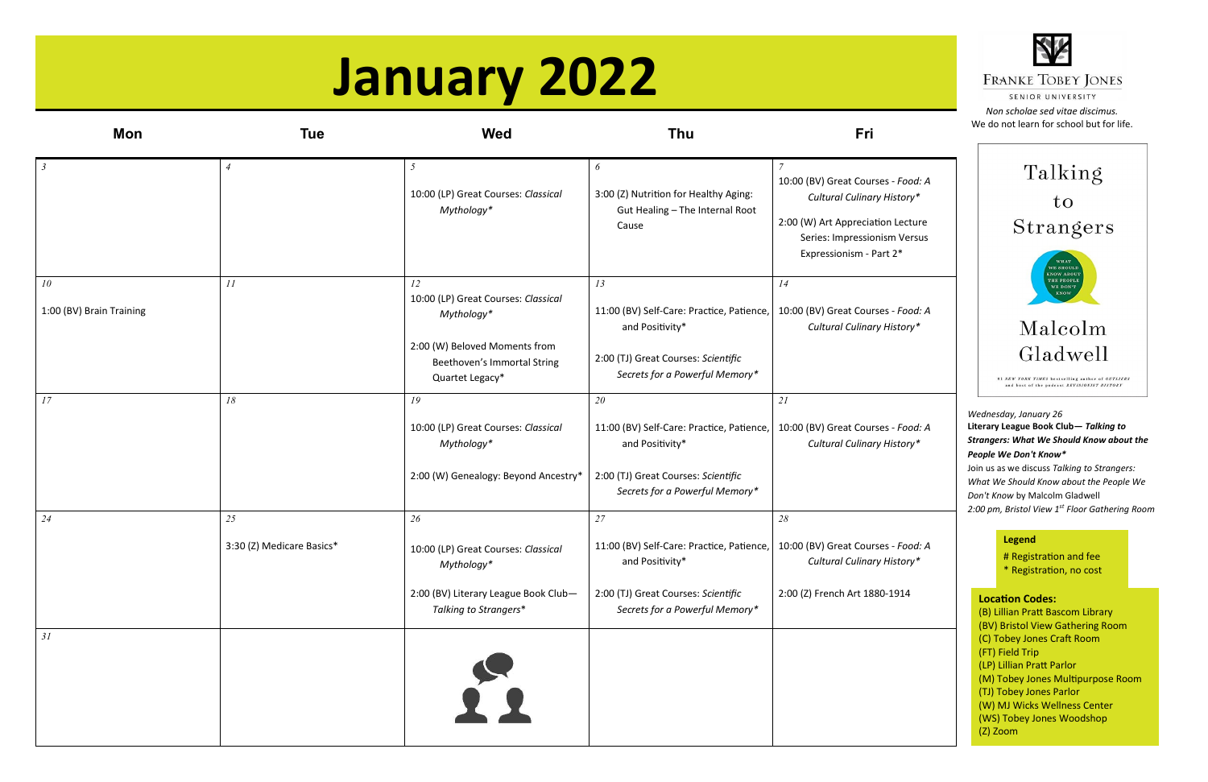# January 2022

**FRANKE TOBEY JONES**
SENIOR UNIVERSITY

*Non scholae sed vitae discimus.*
We do not learn for school but for life.

| Mon | Tue | Wed | Thu | Fri |
|---|---|---|---|---|
| 3 | 4 | 5<br>10:00 (LP) Great Courses: *Classical Mythology** | 6<br>3:00 (Z) Nutrition for Healthy Aging: Gut Healing – The Internal Root Cause | 7<br>10:00 (BV) Great Courses - *Food: A Cultural Culinary History**<br>2:00 (W) Art Appreciation Lecture Series: Impressionism Versus Expressionism - Part 2* |
| 10<br>1:00 (BV) Brain Training | 11 | 12<br>10:00 (LP) Great Courses: *Classical Mythology**<br>2:00 (W) Beloved Moments from Beethoven's Immortal String Quartet Legacy* | 13<br>11:00 (BV) Self-Care: Practice, Patience, and Positivity*<br>2:00 (TJ) Great Courses: *Scientific Secrets for a Powerful Memory** | 14<br>10:00 (BV) Great Courses - *Food: A Cultural Culinary History** |
| 17 | 18 | 19<br>10:00 (LP) Great Courses: *Classical Mythology**<br>2:00 (W) Genealogy: Beyond Ancestry* | 20<br>11:00 (BV) Self-Care: Practice, Patience, and Positivity*<br>2:00 (TJ) Great Courses: *Scientific Secrets for a Powerful Memory** | 21<br>10:00 (BV) Great Courses - *Food: A Cultural Culinary History** |
| 24 | 25<br>3:30 (Z) Medicare Basics* | 26<br>10:00 (LP) Great Courses: *Classical Mythology**<br>2:00 (BV) Literary League Book Club—*Talking to Strangers** | 27<br>11:00 (BV) Self-Care: Practice, Patience, and Positivity*<br>2:00 (TJ) Great Courses: *Scientific Secrets for a Powerful Memory** | 28<br>10:00 (BV) Great Courses - *Food: A Cultural Culinary History**<br>2:00 (Z) French Art 1880-1914 |
| 31 | | | | |

*Wednesday, January 26*
**Literary League Book Club— *Talking to Strangers: What We Should Know about the People We Don't Know****
Join us as we discuss *Talking to Strangers: What We Should Know about the People We Don't Know* by Malcolm Gladwell
*2:00 pm, Bristol View 1st Floor Gathering Room*

**Legend**
# Registration and fee
* Registration, no cost

**Location Codes:**
(B) Lillian Pratt Bascom Library
(BV) Bristol View Gathering Room
(C) Tobey Jones Craft Room
(FT) Field Trip
(LP) Lillian Pratt Parlor
(M) Tobey Jones Multipurpose Room
(TJ) Tobey Jones Parlor
(W) MJ Wicks Wellness Center
(WS) Tobey Jones Woodshop
(Z) Zoom